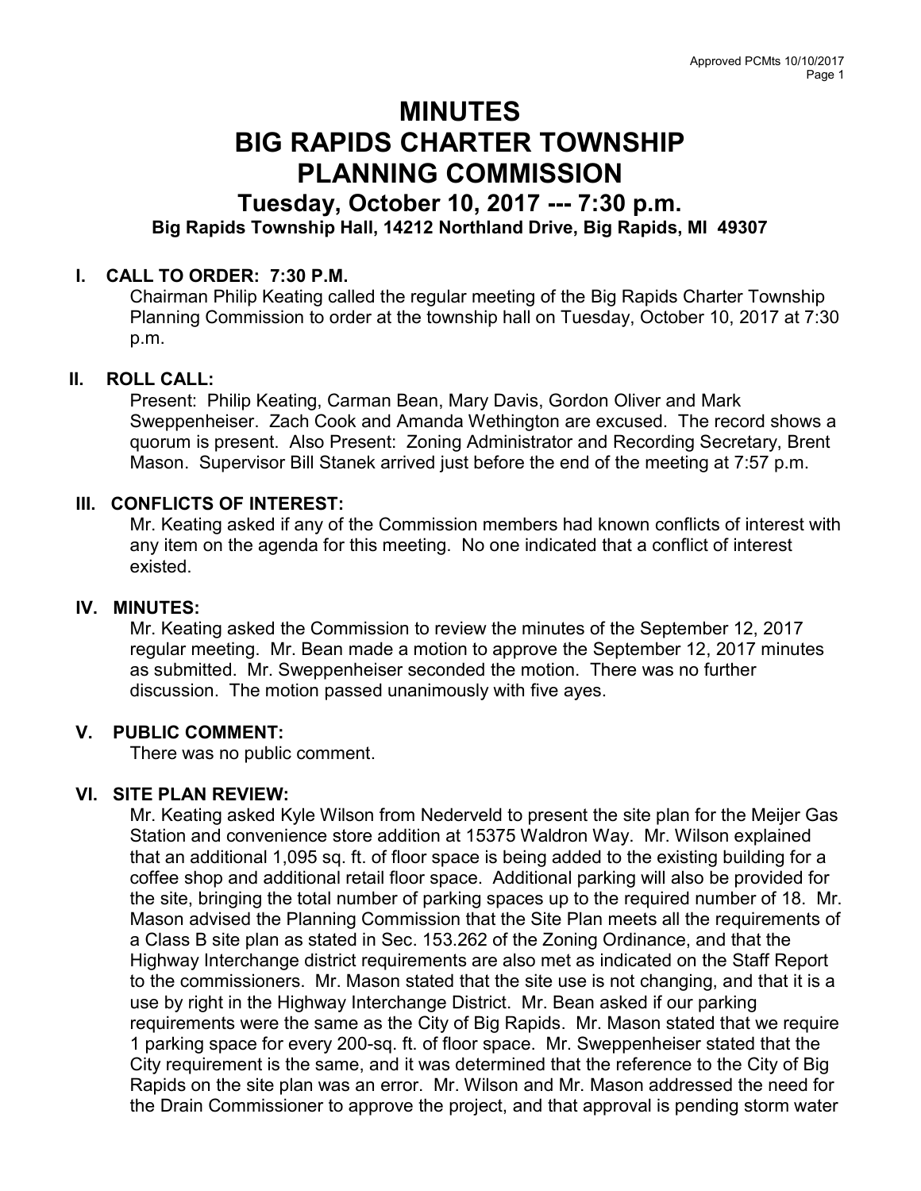# MINUTES
# BIG RAPIDS CHARTER TOWNSHIP
# PLANNING COMMISSION

## Tuesday, October 10, 2017 --- 7:30 p.m.

**Big Rapids Township Hall, 14212 Northland Drive, Big Rapids, MI 49307**

### I. CALL TO ORDER: 7:30 P.M.

Chairman Philip Keating called the regular meeting of the Big Rapids Charter Township Planning Commission to order at the township hall on Tuesday, October 10, 2017 at 7:30 p.m.

### II. ROLL CALL:

Present: Philip Keating, Carman Bean, Mary Davis, Gordon Oliver and Mark Sweppenheiser. Zach Cook and Amanda Wethington are excused. The record shows a quorum is present. Also Present: Zoning Administrator and Recording Secretary, Brent Mason. Supervisor Bill Stanek arrived just before the end of the meeting at 7:57 p.m.

### III. CONFLICTS OF INTEREST:

Mr. Keating asked if any of the Commission members had known conflicts of interest with any item on the agenda for this meeting. No one indicated that a conflict of interest existed.

### IV. MINUTES:

Mr. Keating asked the Commission to review the minutes of the September 12, 2017 regular meeting. Mr. Bean made a motion to approve the September 12, 2017 minutes as submitted. Mr. Sweppenheiser seconded the motion. There was no further discussion. The motion passed unanimously with five ayes.

### V. PUBLIC COMMENT:

There was no public comment.

### VI. SITE PLAN REVIEW:

Mr. Keating asked Kyle Wilson from Nederveld to present the site plan for the Meijer Gas Station and convenience store addition at 15375 Waldron Way. Mr. Wilson explained that an additional 1,095 sq. ft. of floor space is being added to the existing building for a coffee shop and additional retail floor space. Additional parking will also be provided for the site, bringing the total number of parking spaces up to the required number of 18. Mr. Mason advised the Planning Commission that the Site Plan meets all the requirements of a Class B site plan as stated in Sec. 153.262 of the Zoning Ordinance, and that the Highway Interchange district requirements are also met as indicated on the Staff Report to the commissioners. Mr. Mason stated that the site use is not changing, and that it is a use by right in the Highway Interchange District. Mr. Bean asked if our parking requirements were the same as the City of Big Rapids. Mr. Mason stated that we require 1 parking space for every 200-sq. ft. of floor space. Mr. Sweppenheiser stated that the City requirement is the same, and it was determined that the reference to the City of Big Rapids on the site plan was an error. Mr. Wilson and Mr. Mason addressed the need for the Drain Commissioner to approve the project, and that approval is pending storm water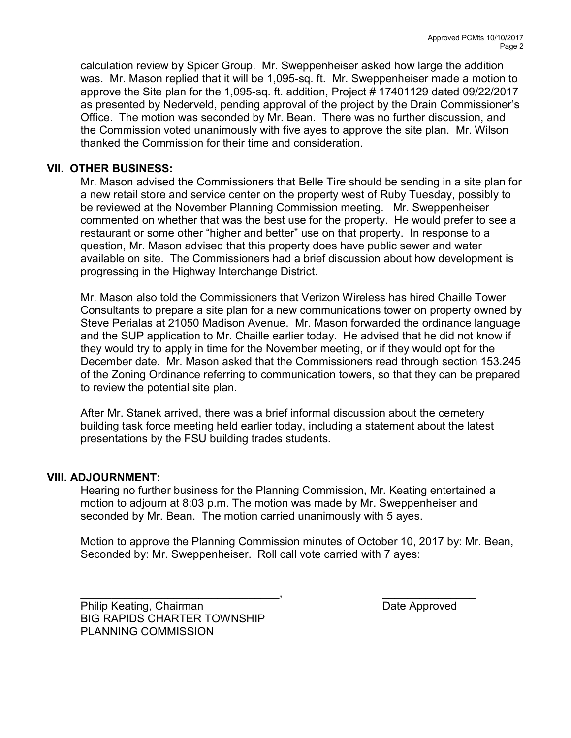calculation review by Spicer Group. Mr. Sweppenheiser asked how large the addition was. Mr. Mason replied that it will be 1,095-sq. ft. Mr. Sweppenheiser made a motion to approve the Site plan for the 1,095-sq. ft. addition, Project # 17401129 dated 09/22/2017 as presented by Nederveld, pending approval of the project by the Drain Commissioner's Office. The motion was seconded by Mr. Bean. There was no further discussion, and the Commission voted unanimously with five ayes to approve the site plan. Mr. Wilson thanked the Commission for their time and consideration.

## VII. OTHER BUSINESS:

Mr. Mason advised the Commissioners that Belle Tire should be sending in a site plan for a new retail store and service center on the property west of Ruby Tuesday, possibly to be reviewed at the November Planning Commission meeting. Mr. Sweppenheiser commented on whether that was the best use for the property. He would prefer to see a restaurant or some other "higher and better" use on that property. In response to a question, Mr. Mason advised that this property does have public sewer and water available on site. The Commissioners had a brief discussion about how development is progressing in the Highway Interchange District.

Mr. Mason also told the Commissioners that Verizon Wireless has hired Chaille Tower Consultants to prepare a site plan for a new communications tower on property owned by Steve Perialas at 21050 Madison Avenue. Mr. Mason forwarded the ordinance language and the SUP application to Mr. Chaille earlier today. He advised that he did not know if they would try to apply in time for the November meeting, or if they would opt for the December date. Mr. Mason asked that the Commissioners read through section 153.245 of the Zoning Ordinance referring to communication towers, so that they can be prepared to review the potential site plan.

After Mr. Stanek arrived, there was a brief informal discussion about the cemetery building task force meeting held earlier today, including a statement about the latest presentations by the FSU building trades students.

## VIII. ADJOURNMENT:

Hearing no further business for the Planning Commission, Mr. Keating entertained a motion to adjourn at 8:03 p.m. The motion was made by Mr. Sweppenheiser and seconded by Mr. Bean. The motion carried unanimously with 5 ayes.

Motion to approve the Planning Commission minutes of October 10, 2017 by: Mr. Bean, Seconded by: Mr. Sweppenheiser. Roll call vote carried with 7 ayes:

_________________________________, _______________

Philip Keating, Chairman — Date Approved

BIG RAPIDS CHARTER TOWNSHIP
PLANNING COMMISSION